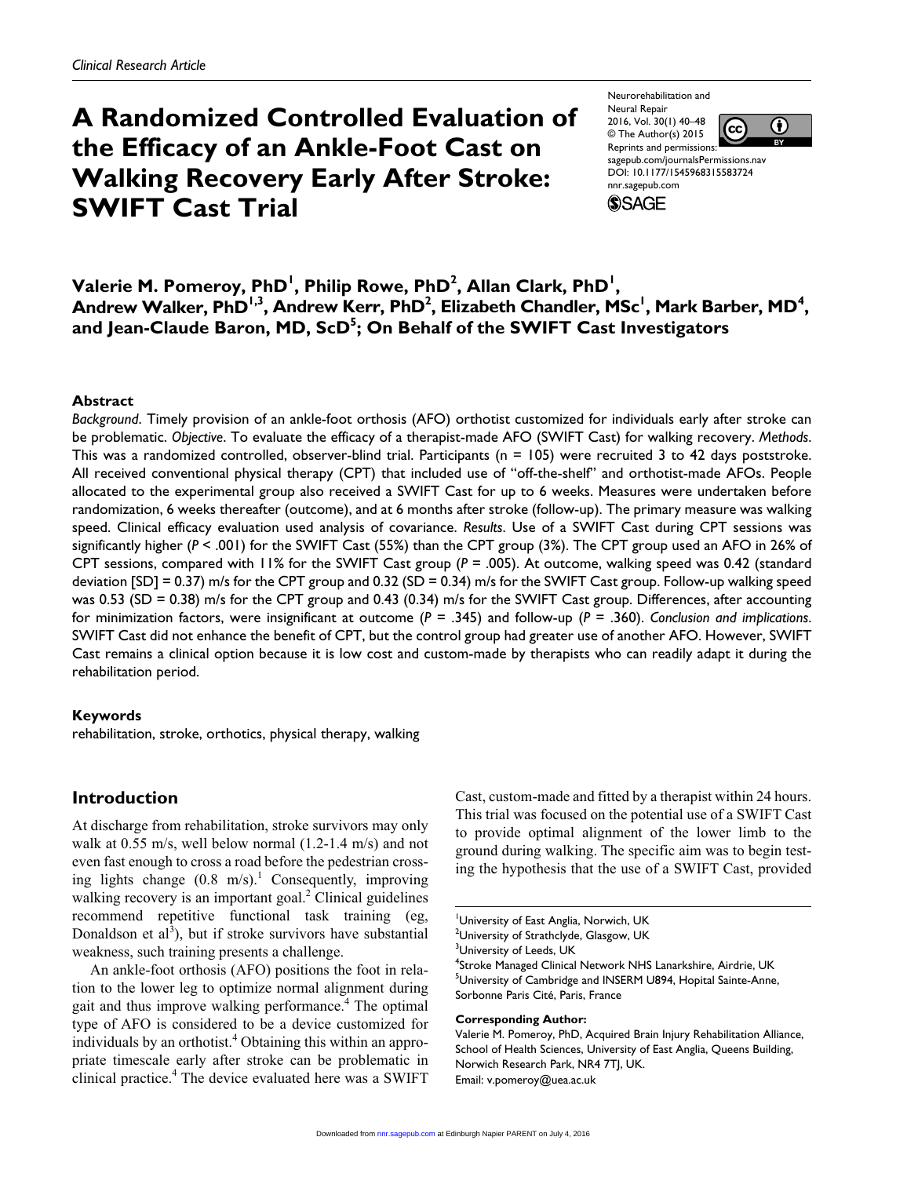*Clinical Research Article*

# A Randomized Controlled Evaluation of the Efficacy of an Ankle-Foot Cast on Walking Recovery Early After Stroke: SWIFT Cast Trial

**Valerie M. Pomeroy, PhD[1], Philip Rowe, PhD[2], Allan Clark, PhD[1], Andrew Walker, PhD[1,3], Andrew Kerr, PhD[2], Elizabeth Chandler, MSc[1], Mark Barber, MD[4], and Jean-Claude Baron, MD, ScD[5]; On Behalf of the SWIFT Cast Investigators**

## Abstract

*Background*. Timely provision of an ankle-foot orthosis (AFO) orthotist customized for individuals early after stroke can be problematic. *Objective*. To evaluate the efficacy of a therapist-made AFO (SWIFT Cast) for walking recovery. *Methods*. This was a randomized controlled, observer-blind trial. Participants (n = 105) were recruited 3 to 42 days poststroke. All received conventional physical therapy (CPT) that included use of "off-the-shelf" and orthotist-made AFOs. People allocated to the experimental group also received a SWIFT Cast for up to 6 weeks. Measures were undertaken before randomization, 6 weeks thereafter (outcome), and at 6 months after stroke (follow-up). The primary measure was walking speed. Clinical efficacy evaluation used analysis of covariance. *Results*. Use of a SWIFT Cast during CPT sessions was significantly higher ($P < .001$) for the SWIFT Cast (55%) than the CPT group (3%). The CPT group used an AFO in 26% of CPT sessions, compared with 11% for the SWIFT Cast group ($P = .005$). At outcome, walking speed was 0.42 (standard deviation [SD] = 0.37) m/s for the CPT group and 0.32 (SD = 0.34) m/s for the SWIFT Cast group. Follow-up walking speed was 0.53 (SD = 0.38) m/s for the CPT group and 0.43 (0.34) m/s for the SWIFT Cast group. Differences, after accounting for minimization factors, were insignificant at outcome ($P = .345$) and follow-up ($P = .360$). *Conclusion and implications*. SWIFT Cast did not enhance the benefit of CPT, but the control group had greater use of another AFO. However, SWIFT Cast remains a clinical option because it is low cost and custom-made by therapists who can readily adapt it during the rehabilitation period.

### Keywords

rehabilitation, stroke, orthotics, physical therapy, walking

## Introduction

At discharge from rehabilitation, stroke survivors may only walk at 0.55 m/s, well below normal (1.2-1.4 m/s) and not even fast enough to cross a road before the pedestrian crossing lights change (0.8 m/s).[1] Consequently, improving walking recovery is an important goal.[2] Clinical guidelines recommend repetitive functional task training (eg, Donaldson et al[3]), but if stroke survivors have substantial weakness, such training presents a challenge.

An ankle-foot orthosis (AFO) positions the foot in relation to the lower leg to optimize normal alignment during gait and thus improve walking performance.[4] The optimal type of AFO is considered to be a device customized for individuals by an orthotist.[4] Obtaining this within an appropriate timescale early after stroke can be problematic in clinical practice.[4] The device evaluated here was a SWIFT Cast, custom-made and fitted by a therapist within 24 hours. This trial was focused on the potential use of a SWIFT Cast to provide optimal alignment of the lower limb to the ground during walking. The specific aim was to begin testing the hypothesis that the use of a SWIFT Cast, provided

[1]University of East Anglia, Norwich, UK
[2]University of Strathclyde, Glasgow, UK
[3]University of Leeds, UK
[4]Stroke Managed Clinical Network NHS Lanarkshire, Airdrie, UK
[5]University of Cambridge and INSERM U894, Hopital Sainte-Anne, Sorbonne Paris Cité, Paris, France

**Corresponding Author:**
Valerie M. Pomeroy, PhD, Acquired Brain Injury Rehabilitation Alliance, School of Health Sciences, University of East Anglia, Queens Building, Norwich Research Park, NR4 7TJ, UK.
Email: v.pomeroy@uea.ac.uk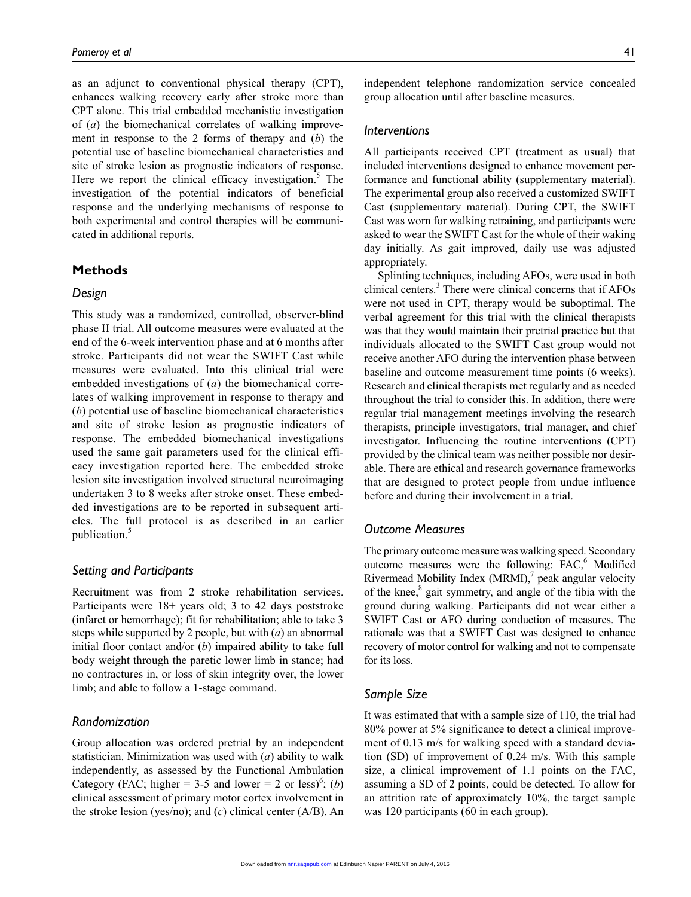as an adjunct to conventional physical therapy (CPT), enhances walking recovery early after stroke more than CPT alone. This trial embedded mechanistic investigation of (*a*) the biomechanical correlates of walking improvement in response to the 2 forms of therapy and (*b*) the potential use of baseline biomechanical characteristics and site of stroke lesion as prognostic indicators of response. Here we report the clinical efficacy investigation.[5] The investigation of the potential indicators of beneficial response and the underlying mechanisms of response to both experimental and control therapies will be communicated in additional reports.

## Methods

### Design

This study was a randomized, controlled, observer-blind phase II trial. All outcome measures were evaluated at the end of the 6-week intervention phase and at 6 months after stroke. Participants did not wear the SWIFT Cast while measures were evaluated. Into this clinical trial were embedded investigations of (*a*) the biomechanical correlates of walking improvement in response to therapy and (*b*) potential use of baseline biomechanical characteristics and site of stroke lesion as prognostic indicators of response. The embedded biomechanical investigations used the same gait parameters used for the clinical efficacy investigation reported here. The embedded stroke lesion site investigation involved structural neuroimaging undertaken 3 to 8 weeks after stroke onset. These embedded investigations are to be reported in subsequent articles. The full protocol is as described in an earlier publication.[5]

### Setting and Participants

Recruitment was from 2 stroke rehabilitation services. Participants were 18+ years old; 3 to 42 days poststroke (infarct or hemorrhage); fit for rehabilitation; able to take 3 steps while supported by 2 people, but with (*a*) an abnormal initial floor contact and/or (*b*) impaired ability to take full body weight through the paretic lower limb in stance; had no contractures in, or loss of skin integrity over, the lower limb; and able to follow a 1-stage command.

### Randomization

Group allocation was ordered pretrial by an independent statistician. Minimization was used with (*a*) ability to walk independently, as assessed by the Functional Ambulation Category (FAC; higher = 3-5 and lower = 2 or less)[6]; (*b*) clinical assessment of primary motor cortex involvement in the stroke lesion (yes/no); and (*c*) clinical center (A/B). An independent telephone randomization service concealed group allocation until after baseline measures.

### Interventions

All participants received CPT (treatment as usual) that included interventions designed to enhance movement performance and functional ability (supplementary material). The experimental group also received a customized SWIFT Cast (supplementary material). During CPT, the SWIFT Cast was worn for walking retraining, and participants were asked to wear the SWIFT Cast for the whole of their waking day initially. As gait improved, daily use was adjusted appropriately.

Splinting techniques, including AFOs, were used in both clinical centers.[3] There were clinical concerns that if AFOs were not used in CPT, therapy would be suboptimal. The verbal agreement for this trial with the clinical therapists was that they would maintain their pretrial practice but that individuals allocated to the SWIFT Cast group would not receive another AFO during the intervention phase between baseline and outcome measurement time points (6 weeks). Research and clinical therapists met regularly and as needed throughout the trial to consider this. In addition, there were regular trial management meetings involving the research therapists, principle investigators, trial manager, and chief investigator. Influencing the routine interventions (CPT) provided by the clinical team was neither possible nor desirable. There are ethical and research governance frameworks that are designed to protect people from undue influence before and during their involvement in a trial.

### Outcome Measures

The primary outcome measure was walking speed. Secondary outcome measures were the following: FAC,[6] Modified Rivermead Mobility Index (MRMI),[7] peak angular velocity of the knee,[8] gait symmetry, and angle of the tibia with the ground during walking. Participants did not wear either a SWIFT Cast or AFO during conduction of measures. The rationale was that a SWIFT Cast was designed to enhance recovery of motor control for walking and not to compensate for its loss.

### Sample Size

It was estimated that with a sample size of 110, the trial had 80% power at 5% significance to detect a clinical improvement of 0.13 m/s for walking speed with a standard deviation (SD) of improvement of 0.24 m/s. With this sample size, a clinical improvement of 1.1 points on the FAC, assuming a SD of 2 points, could be detected. To allow for an attrition rate of approximately 10%, the target sample was 120 participants (60 in each group).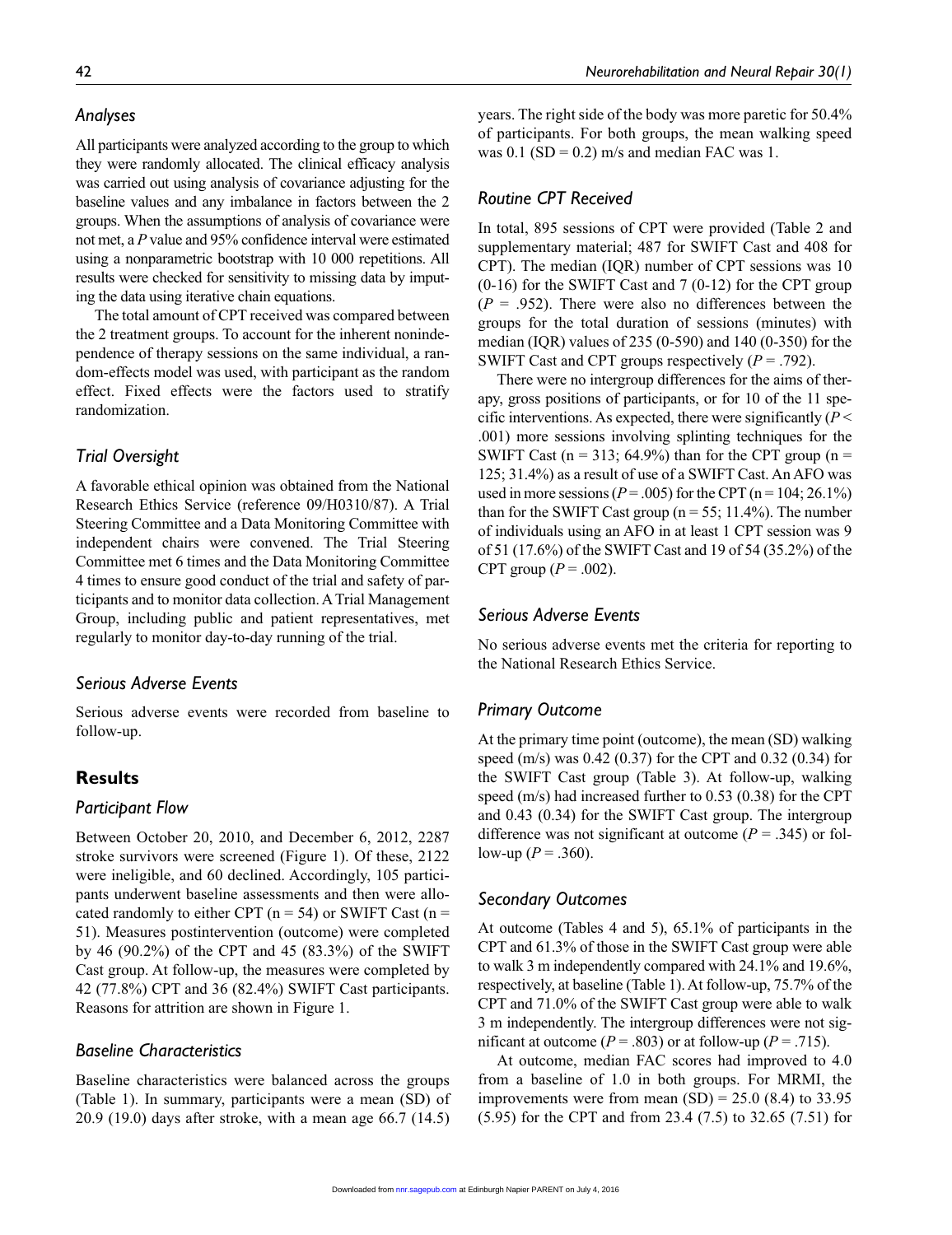### Analyses

All participants were analyzed according to the group to which they were randomly allocated. The clinical efficacy analysis was carried out using analysis of covariance adjusting for the baseline values and any imbalance in factors between the 2 groups. When the assumptions of analysis of covariance were not met, a *P* value and 95% confidence interval were estimated using a nonparametric bootstrap with 10 000 repetitions. All results were checked for sensitivity to missing data by imputing the data using iterative chain equations.

The total amount of CPT received was compared between the 2 treatment groups. To account for the inherent nonindependence of therapy sessions on the same individual, a random-effects model was used, with participant as the random effect. Fixed effects were the factors used to stratify randomization.

### Trial Oversight

A favorable ethical opinion was obtained from the National Research Ethics Service (reference 09/H0310/87). A Trial Steering Committee and a Data Monitoring Committee with independent chairs were convened. The Trial Steering Committee met 6 times and the Data Monitoring Committee 4 times to ensure good conduct of the trial and safety of participants and to monitor data collection. A Trial Management Group, including public and patient representatives, met regularly to monitor day-to-day running of the trial.

### Serious Adverse Events

Serious adverse events were recorded from baseline to follow-up.

## Results

### Participant Flow

Between October 20, 2010, and December 6, 2012, 2287 stroke survivors were screened (Figure 1). Of these, 2122 were ineligible, and 60 declined. Accordingly, 105 participants underwent baseline assessments and then were allocated randomly to either CPT (n = 54) or SWIFT Cast (n = 51). Measures postintervention (outcome) were completed by 46 (90.2%) of the CPT and 45 (83.3%) of the SWIFT Cast group. At follow-up, the measures were completed by 42 (77.8%) CPT and 36 (82.4%) SWIFT Cast participants. Reasons for attrition are shown in Figure 1.

### Baseline Characteristics

Baseline characteristics were balanced across the groups (Table 1). In summary, participants were a mean (SD) of 20.9 (19.0) days after stroke, with a mean age 66.7 (14.5) years. The right side of the body was more paretic for 50.4% of participants. For both groups, the mean walking speed was 0.1 (SD = 0.2) m/s and median FAC was 1.

### Routine CPT Received

In total, 895 sessions of CPT were provided (Table 2 and supplementary material; 487 for SWIFT Cast and 408 for CPT). The median (IQR) number of CPT sessions was 10 (0-16) for the SWIFT Cast and 7 (0-12) for the CPT group ($P$ = .952). There were also no differences between the groups for the total duration of sessions (minutes) with median (IQR) values of 235 (0-590) and 140 (0-350) for the SWIFT Cast and CPT groups respectively ($P$ = .792).

There were no intergroup differences for the aims of therapy, gross positions of participants, or for 10 of the 11 specific interventions. As expected, there were significantly ($P$ < .001) more sessions involving splinting techniques for the SWIFT Cast (n = 313; 64.9%) than for the CPT group (n = 125; 31.4%) as a result of use of a SWIFT Cast. An AFO was used in more sessions ($P$ = .005) for the CPT (n = 104; 26.1%) than for the SWIFT Cast group (n = 55; 11.4%). The number of individuals using an AFO in at least 1 CPT session was 9 of 51 (17.6%) of the SWIFT Cast and 19 of 54 (35.2%) of the CPT group ($P$ = .002).

### Serious Adverse Events

No serious adverse events met the criteria for reporting to the National Research Ethics Service.

### Primary Outcome

At the primary time point (outcome), the mean (SD) walking speed (m/s) was 0.42 (0.37) for the CPT and 0.32 (0.34) for the SWIFT Cast group (Table 3). At follow-up, walking speed (m/s) had increased further to 0.53 (0.38) for the CPT and 0.43 (0.34) for the SWIFT Cast group. The intergroup difference was not significant at outcome ($P$ = .345) or follow-up ($P$ = .360).

### Secondary Outcomes

At outcome (Tables 4 and 5), 65.1% of participants in the CPT and 61.3% of those in the SWIFT Cast group were able to walk 3 m independently compared with 24.1% and 19.6%, respectively, at baseline (Table 1). At follow-up, 75.7% of the CPT and 71.0% of the SWIFT Cast group were able to walk 3 m independently. The intergroup differences were not significant at outcome ($P$ = .803) or at follow-up ($P$ = .715).

At outcome, median FAC scores had improved to 4.0 from a baseline of 1.0 in both groups. For MRMI, the improvements were from mean (SD) = 25.0 (8.4) to 33.95 (5.95) for the CPT and from 23.4 (7.5) to 32.65 (7.51) for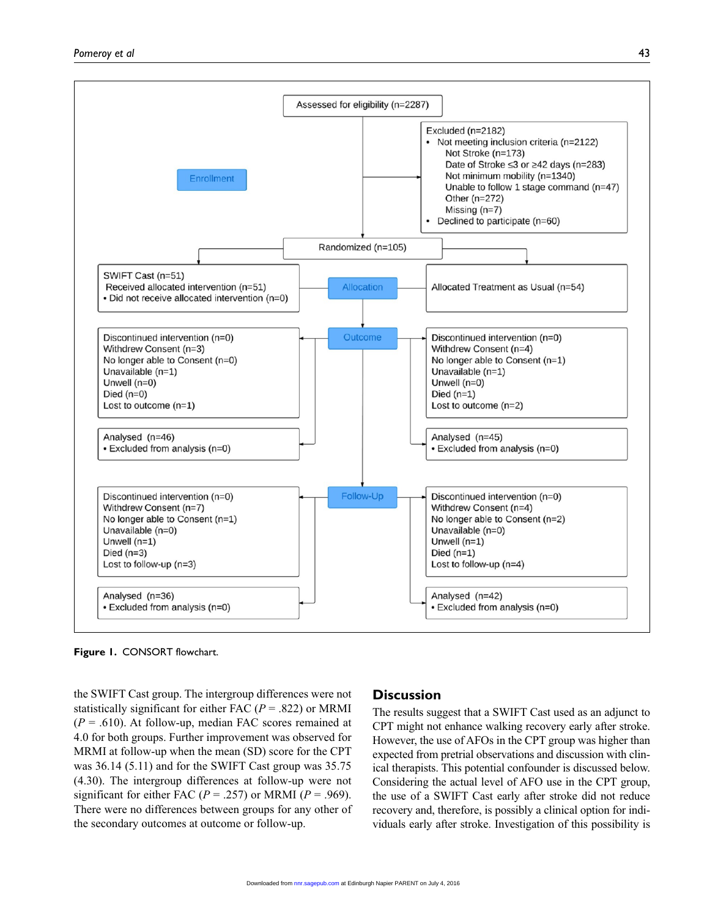Assessed for eligibility (n=2287)

Excluded (n=2182)

- Not meeting inclusion criteria (n=2122)
  - Not Stroke (n=173)
  - Date of Stroke ≤3 or ≥42 days (n=283)
  - Not minimum mobility (n=1340)
  - Unable to follow 1 stage command (n=47)
  - Other (n=272)
  - Missing (n=7)
- Declined to participate (n=60)

Enrollment

Randomized (n=105)

Allocation

| SWIFT Cast | Treatment as Usual |
|---|---|
| SWIFT Cast (n=51) Received allocated intervention (n=51) • Did not receive allocated intervention (n=0) | Allocated Treatment as Usual (n=54) |

Outcome

| SWIFT Cast | Treatment as Usual |
|---|---|
| Discontinued intervention (n=0) | Discontinued intervention (n=0) |
| Withdrew Consent (n=3) | Withdrew Consent (n=4) |
| No longer able to Consent (n=0) | No longer able to Consent (n=1) |
| Unavailable (n=1) | Unavailable (n=1) |
| Unwell (n=0) | Unwell (n=0) |
| Died (n=0) | Died (n=1) |
| Lost to outcome (n=1) | Lost to outcome (n=2) |
| Analysed (n=46) • Excluded from analysis (n=0) | Analysed (n=45) • Excluded from analysis (n=0) |

Follow-Up

| SWIFT Cast | Treatment as Usual |
|---|---|
| Discontinued intervention (n=0) | Discontinued intervention (n=0) |
| Withdrew Consent (n=7) | Withdrew Consent (n=4) |
| No longer able to Consent (n=1) | No longer able to Consent (n=2) |
| Unavailable (n=0) | Unavailable (n=0) |
| Unwell (n=1) | Unwell (n=1) |
| Died (n=3) | Died (n=1) |
| Lost to follow-up (n=3) | Lost to follow-up (n=4) |
| Analysed (n=36) • Excluded from analysis (n=0) | Analysed (n=42) • Excluded from analysis (n=0) |

**Figure 1.** CONSORT flowchart.

the SWIFT Cast group. The intergroup differences were not statistically significant for either FAC ($P$ = .822) or MRMI ($P$ = .610). At follow-up, median FAC scores remained at 4.0 for both groups. Further improvement was observed for MRMI at follow-up when the mean (SD) score for the CPT was 36.14 (5.11) and for the SWIFT Cast group was 35.75 (4.30). The intergroup differences at follow-up were not significant for either FAC ($P$ = .257) or MRMI ($P$ = .969). There were no differences between groups for any other of the secondary outcomes at outcome or follow-up.

## Discussion

The results suggest that a SWIFT Cast used as an adjunct to CPT might not enhance walking recovery early after stroke. However, the use of AFOs in the CPT group was higher than expected from pretrial observations and discussion with clinical therapists. This potential confounder is discussed below. Considering the actual level of AFO use in the CPT group, the use of a SWIFT Cast early after stroke did not reduce recovery and, therefore, is possibly a clinical option for individuals early after stroke. Investigation of this possibility is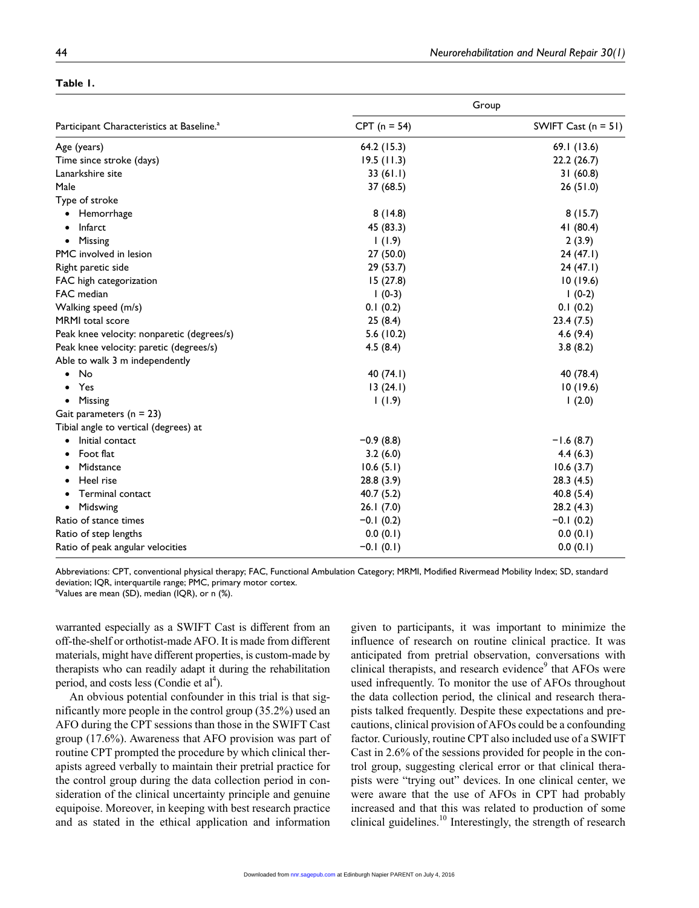**Table 1.**

| Participant Characteristics at Baseline.[a] | Group | |
|---|---|---|
| | CPT (n = 54) | SWIFT Cast (n = 51) |
| Age (years) | 64.2 (15.3) | 69.1 (13.6) |
| Time since stroke (days) | 19.5 (11.3) | 22.2 (26.7) |
| Lanarkshire site | 33 (61.1) | 31 (60.8) |
| Male | 37 (68.5) | 26 (51.0) |
| Type of stroke | | |
| • Hemorrhage | 8 (14.8) | 8 (15.7) |
| • Infarct | 45 (83.3) | 41 (80.4) |
| • Missing | 1 (1.9) | 2 (3.9) |
| PMC involved in lesion | 27 (50.0) | 24 (47.1) |
| Right paretic side | 29 (53.7) | 24 (47.1) |
| FAC high categorization | 15 (27.8) | 10 (19.6) |
| FAC median | 1 (0-3) | 1 (0-2) |
| Walking speed (m/s) | 0.1 (0.2) | 0.1 (0.2) |
| MRMI total score | 25 (8.4) | 23.4 (7.5) |
| Peak knee velocity: nonparetic (degrees/s) | 5.6 (10.2) | 4.6 (9.4) |
| Peak knee velocity: paretic (degrees/s) | 4.5 (8.4) | 3.8 (8.2) |
| Able to walk 3 m independently | | |
| • No | 40 (74.1) | 40 (78.4) |
| • Yes | 13 (24.1) | 10 (19.6) |
| • Missing | 1 (1.9) | 1 (2.0) |
| Gait parameters (n = 23) | | |
| Tibial angle to vertical (degrees) at | | |
| • Initial contact | −0.9 (8.8) | −1.6 (8.7) |
| • Foot flat | 3.2 (6.0) | 4.4 (6.3) |
| • Midstance | 10.6 (5.1) | 10.6 (3.7) |
| • Heel rise | 28.8 (3.9) | 28.3 (4.5) |
| • Terminal contact | 40.7 (5.2) | 40.8 (5.4) |
| • Midswing | 26.1 (7.0) | 28.2 (4.3) |
| Ratio of stance times | −0.1 (0.2) | −0.1 (0.2) |
| Ratio of step lengths | 0.0 (0.1) | 0.0 (0.1) |
| Ratio of peak angular velocities | −0.1 (0.1) | 0.0 (0.1) |

Abbreviations: CPT, conventional physical therapy; FAC, Functional Ambulation Category; MRMI, Modified Rivermead Mobility Index; SD, standard deviation; IQR, interquartile range; PMC, primary motor cortex.
[a]Values are mean (SD), median (IQR), or n (%).

warranted especially as a SWIFT Cast is different from an off-the-shelf or orthotist-made AFO. It is made from different materials, might have different properties, is custom-made by therapists who can readily adapt it during the rehabilitation period, and costs less (Condie et al[4]).

An obvious potential confounder in this trial is that significantly more people in the control group (35.2%) used an AFO during the CPT sessions than those in the SWIFT Cast group (17.6%). Awareness that AFO provision was part of routine CPT prompted the procedure by which clinical therapists agreed verbally to maintain their pretrial practice for the control group during the data collection period in consideration of the clinical uncertainty principle and genuine equipoise. Moreover, in keeping with best research practice and as stated in the ethical application and information given to participants, it was important to minimize the influence of research on routine clinical practice. It was anticipated from pretrial observation, conversations with clinical therapists, and research evidence[9] that AFOs were used infrequently. To monitor the use of AFOs throughout the data collection period, the clinical and research therapists talked frequently. Despite these expectations and precautions, clinical provision of AFOs could be a confounding factor. Curiously, routine CPT also included use of a SWIFT Cast in 2.6% of the sessions provided for people in the control group, suggesting clerical error or that clinical therapists were "trying out" devices. In one clinical center, we were aware that the use of AFOs in CPT had probably increased and that this was related to production of some clinical guidelines.[10] Interestingly, the strength of research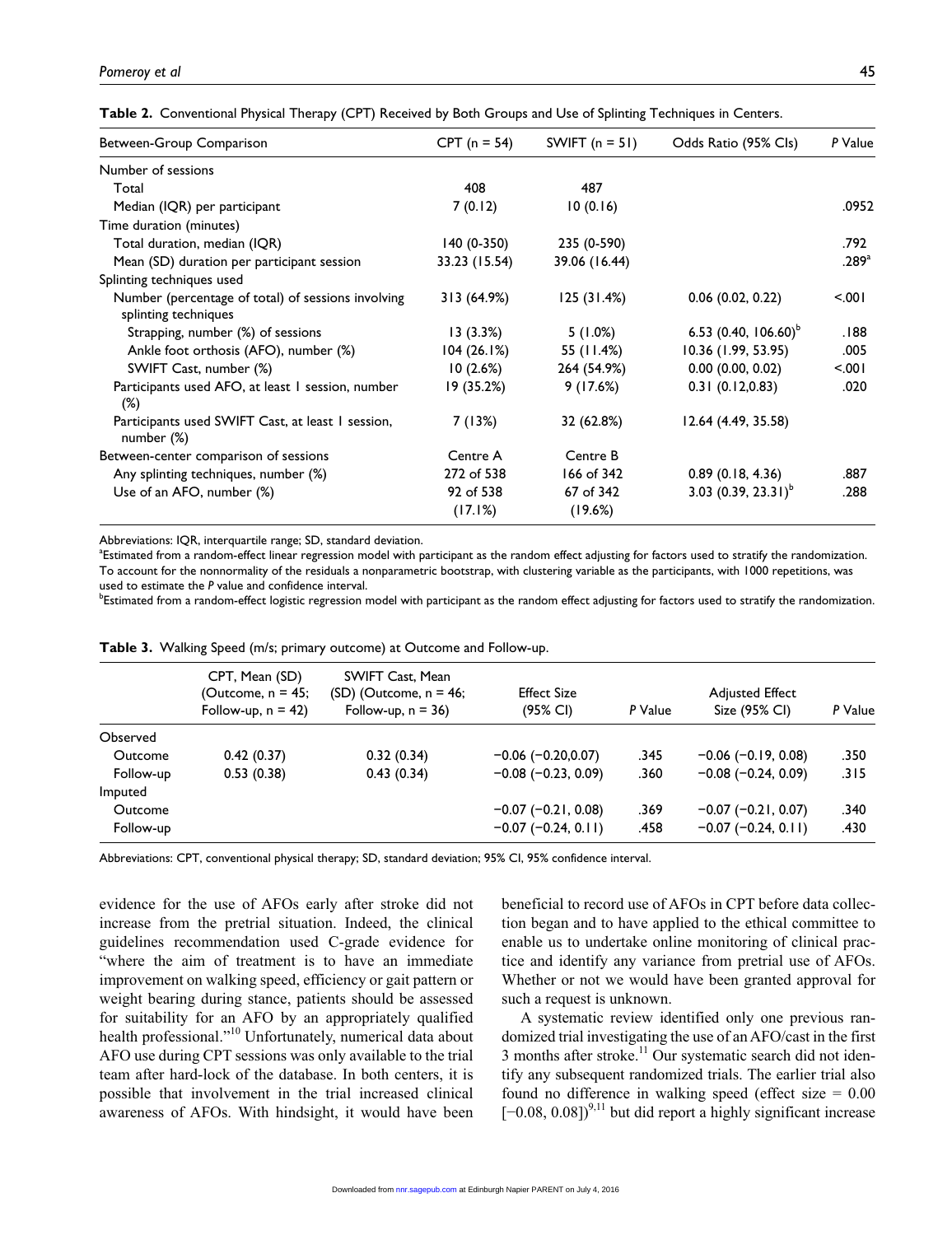**Table 2.** Conventional Physical Therapy (CPT) Received by Both Groups and Use of Splinting Techniques in Centers.

| Between-Group Comparison | CPT (n = 54) | SWIFT (n = 51) | Odds Ratio (95% CIs) | *P* Value |
|---|---|---|---|---|
| Number of sessions | | | | |
| Total | 408 | 487 | | |
| Median (IQR) per participant | 7 (0.12) | 10 (0.16) | | .0952 |
| Time duration (minutes) | | | | |
| Total duration, median (IQR) | 140 (0-350) | 235 (0-590) | | .792 |
| Mean (SD) duration per participant session | 33.23 (15.54) | 39.06 (16.44) | | .289[a] |
| Splinting techniques used | | | | |
| Number (percentage of total) of sessions involving splinting techniques | 313 (64.9%) | 125 (31.4%) | 0.06 (0.02, 0.22) | <.001 |
| Strapping, number (%) of sessions | 13 (3.3%) | 5 (1.0%) | 6.53 (0.40, 106.60)[b] | .188 |
| Ankle foot orthosis (AFO), number (%) | 104 (26.1%) | 55 (11.4%) | 10.36 (1.99, 53.95) | .005 |
| SWIFT Cast, number (%) | 10 (2.6%) | 264 (54.9%) | 0.00 (0.00, 0.02) | <.001 |
| Participants used AFO, at least 1 session, number (%) | 19 (35.2%) | 9 (17.6%) | 0.31 (0.12,0.83) | .020 |
| Participants used SWIFT Cast, at least 1 session, number (%) | 7 (13%) | 32 (62.8%) | 12.64 (4.49, 35.58) | |
| Between-center comparison of sessions | Centre A | Centre B | | |
| Any splinting techniques, number (%) | 272 of 538 | 166 of 342 | 0.89 (0.18, 4.36) | .887 |
| Use of an AFO, number (%) | 92 of 538 (17.1%) | 67 of 342 (19.6%) | 3.03 (0.39, 23.31)[b] | .288 |

Abbreviations: IQR, interquartile range; SD, standard deviation.
[a]Estimated from a random-effect linear regression model with participant as the random effect adjusting for factors used to stratify the randomization. To account for the nonnormality of the residuals a nonparametric bootstrap, with clustering variable as the participants, with 1000 repetitions, was used to estimate the *P* value and confidence interval.
[b]Estimated from a random-effect logistic regression model with participant as the random effect adjusting for factors used to stratify the randomization.

**Table 3.** Walking Speed (m/s; primary outcome) at Outcome and Follow-up.

| | CPT, Mean (SD) (Outcome, n = 45; Follow-up, n = 42) | SWIFT Cast, Mean (SD) (Outcome, n = 46; Follow-up, n = 36) | Effect Size (95% CI) | *P* Value | Adjusted Effect Size (95% CI) | *P* Value |
|---|---|---|---|---|---|---|
| Observed | | | | | | |
| Outcome | 0.42 (0.37) | 0.32 (0.34) | −0.06 (−0.20,0.07) | .345 | −0.06 (−0.19, 0.08) | .350 |
| Follow-up | 0.53 (0.38) | 0.43 (0.34) | −0.08 (−0.23, 0.09) | .360 | −0.08 (−0.24, 0.09) | .315 |
| Imputed | | | | | | |
| Outcome | | | −0.07 (−0.21, 0.08) | .369 | −0.07 (−0.21, 0.07) | .340 |
| Follow-up | | | −0.07 (−0.24, 0.11) | .458 | −0.07 (−0.24, 0.11) | .430 |

Abbreviations: CPT, conventional physical therapy; SD, standard deviation; 95% CI, 95% confidence interval.

evidence for the use of AFOs early after stroke did not increase from the pretrial situation. Indeed, the clinical guidelines recommendation used C-grade evidence for "where the aim of treatment is to have an immediate improvement on walking speed, efficiency or gait pattern or weight bearing during stance, patients should be assessed for suitability for an AFO by an appropriately qualified health professional."[10] Unfortunately, numerical data about AFO use during CPT sessions was only available to the trial team after hard-lock of the database. In both centers, it is possible that involvement in the trial increased clinical awareness of AFOs. With hindsight, it would have been beneficial to record use of AFOs in CPT before data collection began and to have applied to the ethical committee to enable us to undertake online monitoring of clinical practice and identify any variance from pretrial use of AFOs. Whether or not we would have been granted approval for such a request is unknown.

A systematic review identified only one previous randomized trial investigating the use of an AFO/cast in the first 3 months after stroke.[11] Our systematic search did not identify any subsequent randomized trials. The earlier trial also found no difference in walking speed (effect size = 0.00 [−0.08, 0.08])[9,11] but did report a highly significant increase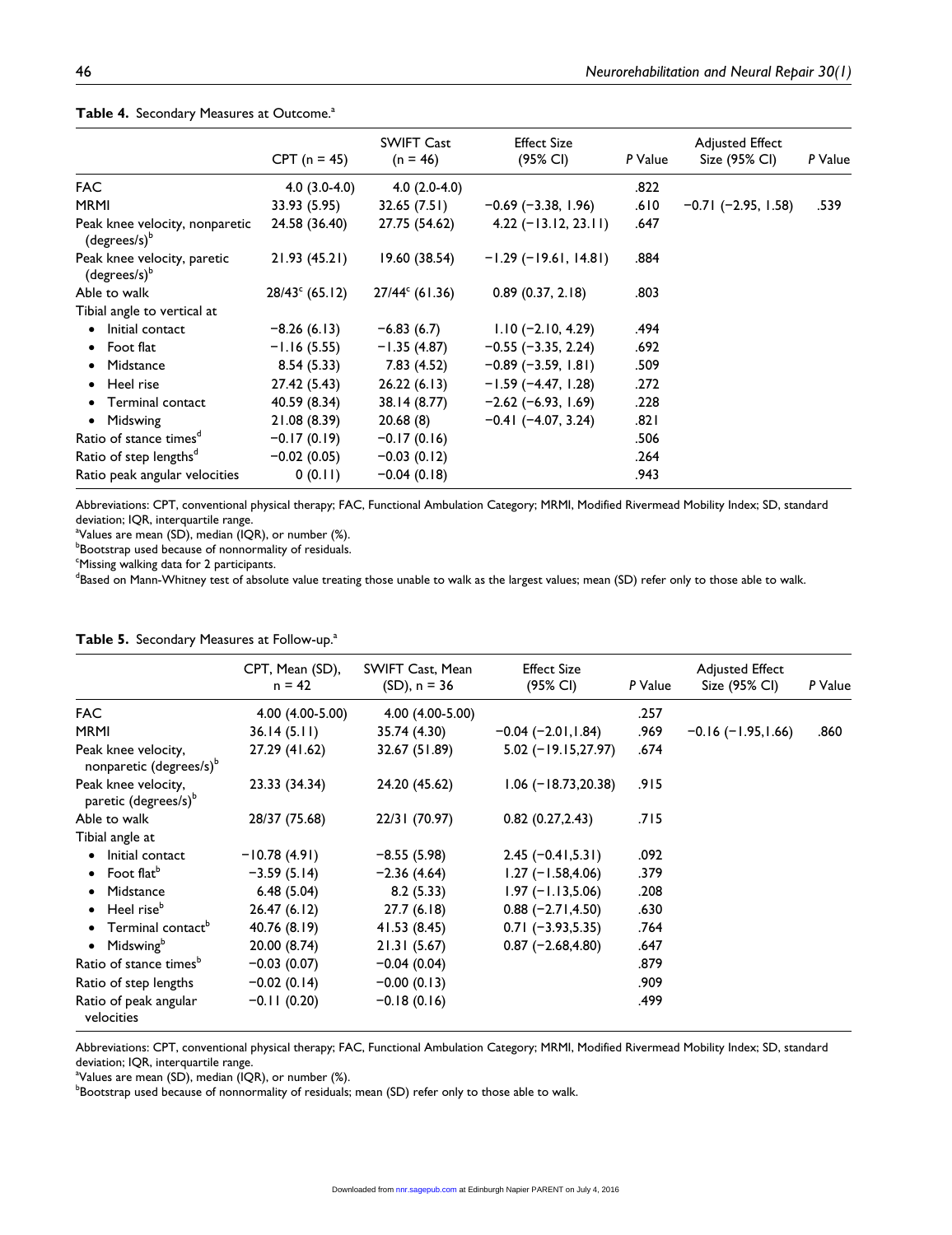**Table 4.** Secondary Measures at Outcome.[a]

| | CPT (n = 45) | SWIFT Cast (n = 46) | Effect Size (95% CI) | *P* Value | Adjusted Effect Size (95% CI) | *P* Value |
|---|---|---|---|---|---|---|
| FAC | 4.0 (3.0-4.0) | 4.0 (2.0-4.0) | | .822 | | |
| MRMI | 33.93 (5.95) | 32.65 (7.51) | −0.69 (−3.38, 1.96) | .610 | −0.71 (−2.95, 1.58) | .539 |
| Peak knee velocity, nonparetic (degrees/s)[b] | 24.58 (36.40) | 27.75 (54.62) | 4.22 (−13.12, 23.11) | .647 | | |
| Peak knee velocity, paretic (degrees/s)[b] | 21.93 (45.21) | 19.60 (38.54) | −1.29 (−19.61, 14.81) | .884 | | |
| Able to walk | 28/43[c] (65.12) | 27/44[c] (61.36) | 0.89 (0.37, 2.18) | .803 | | |
| Tibial angle to vertical at | | | | | | |
| • Initial contact | −8.26 (6.13) | −6.83 (6.7) | 1.10 (−2.10, 4.29) | .494 | | |
| • Foot flat | −1.16 (5.55) | −1.35 (4.87) | −0.55 (−3.35, 2.24) | .692 | | |
| • Midstance | 8.54 (5.33) | 7.83 (4.52) | −0.89 (−3.59, 1.81) | .509 | | |
| • Heel rise | 27.42 (5.43) | 26.22 (6.13) | −1.59 (−4.47, 1.28) | .272 | | |
| • Terminal contact | 40.59 (8.34) | 38.14 (8.77) | −2.62 (−6.93, 1.69) | .228 | | |
| • Midswing | 21.08 (8.39) | 20.68 (8) | −0.41 (−4.07, 3.24) | .821 | | |
| Ratio of stance times[d] | −0.17 (0.19) | −0.17 (0.16) | | .506 | | |
| Ratio of step lengths[d] | −0.02 (0.05) | −0.03 (0.12) | | .264 | | |
| Ratio peak angular velocities | 0 (0.11) | −0.04 (0.18) | | .943 | | |

Abbreviations: CPT, conventional physical therapy; FAC, Functional Ambulation Category; MRMI, Modified Rivermead Mobility Index; SD, standard deviation; IQR, interquartile range.
[a]Values are mean (SD), median (IQR), or number (%).
[b]Bootstrap used because of nonnormality of residuals.
[c]Missing walking data for 2 participants.
[d]Based on Mann-Whitney test of absolute value treating those unable to walk as the largest values; mean (SD) refer only to those able to walk.

**Table 5.** Secondary Measures at Follow-up.[a]

| | CPT, Mean (SD), n = 42 | SWIFT Cast, Mean (SD), n = 36 | Effect Size (95% CI) | *P* Value | Adjusted Effect Size (95% CI) | *P* Value |
|---|---|---|---|---|---|---|
| FAC | 4.00 (4.00-5.00) | 4.00 (4.00-5.00) | | .257 | | |
| MRMI | 36.14 (5.11) | 35.74 (4.30) | −0.04 (−2.01,1.84) | .969 | −0.16 (−1.95,1.66) | .860 |
| Peak knee velocity, nonparetic (degrees/s)[b] | 27.29 (41.62) | 32.67 (51.89) | 5.02 (−19.15,27.97) | .674 | | |
| Peak knee velocity, paretic (degrees/s)[b] | 23.33 (34.34) | 24.20 (45.62) | 1.06 (−18.73,20.38) | .915 | | |
| Able to walk | 28/37 (75.68) | 22/31 (70.97) | 0.82 (0.27,2.43) | .715 | | |
| Tibial angle at | | | | | | |
| • Initial contact | −10.78 (4.91) | −8.55 (5.98) | 2.45 (−0.41,5.31) | .092 | | |
| • Foot flat[b] | −3.59 (5.14) | −2.36 (4.64) | 1.27 (−1.58,4.06) | .379 | | |
| • Midstance | 6.48 (5.04) | 8.2 (5.33) | 1.97 (−1.13,5.06) | .208 | | |
| • Heel rise[b] | 26.47 (6.12) | 27.7 (6.18) | 0.88 (−2.71,4.50) | .630 | | |
| • Terminal contact[b] | 40.76 (8.19) | 41.53 (8.45) | 0.71 (−3.93,5.35) | .764 | | |
| • Midswing[b] | 20.00 (8.74) | 21.31 (5.67) | 0.87 (−2.68,4.80) | .647 | | |
| Ratio of stance times[b] | −0.03 (0.07) | −0.04 (0.04) | | .879 | | |
| Ratio of step lengths | −0.02 (0.14) | −0.00 (0.13) | | .909 | | |
| Ratio of peak angular velocities | −0.11 (0.20) | −0.18 (0.16) | | .499 | | |

Abbreviations: CPT, conventional physical therapy; FAC, Functional Ambulation Category; MRMI, Modified Rivermead Mobility Index; SD, standard deviation; IQR, interquartile range.
[a]Values are mean (SD), median (IQR), or number (%).
[b]Bootstrap used because of nonnormality of residuals; mean (SD) refer only to those able to walk.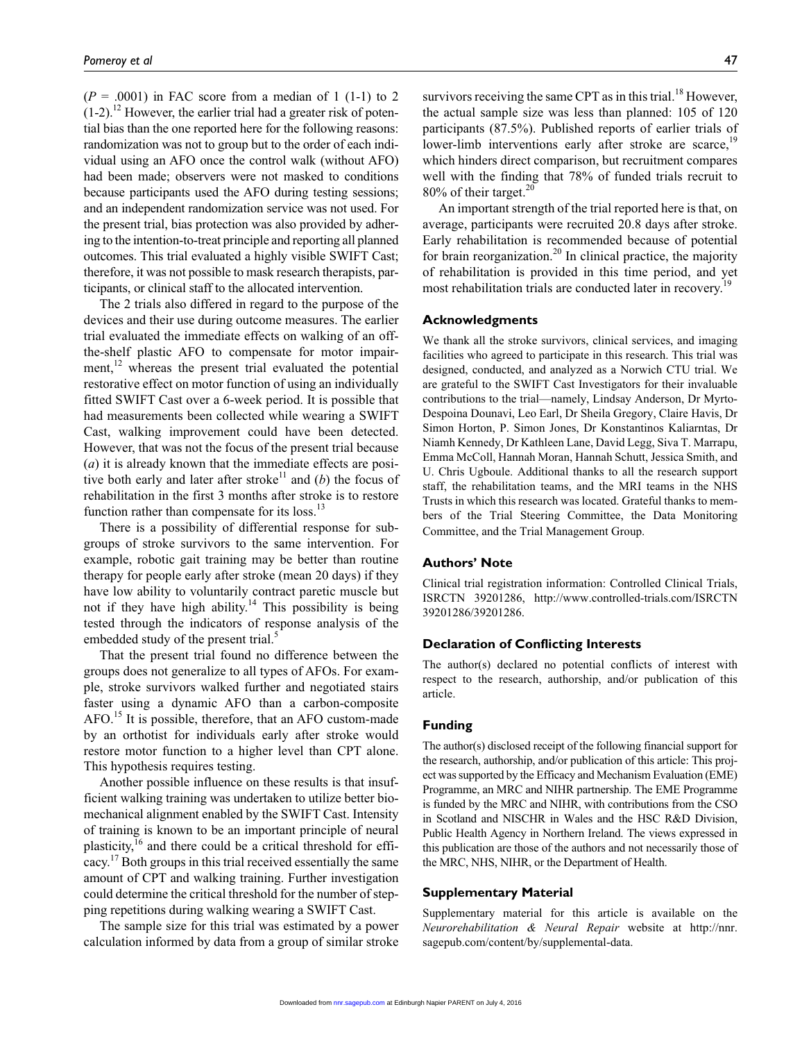($P$ = .0001) in FAC score from a median of 1 (1-1) to 2 (1-2).[12] However, the earlier trial had a greater risk of potential bias than the one reported here for the following reasons: randomization was not to group but to the order of each individual using an AFO once the control walk (without AFO) had been made; observers were not masked to conditions because participants used the AFO during testing sessions; and an independent randomization service was not used. For the present trial, bias protection was also provided by adhering to the intention-to-treat principle and reporting all planned outcomes. This trial evaluated a highly visible SWIFT Cast; therefore, it was not possible to mask research therapists, participants, or clinical staff to the allocated intervention.

The 2 trials also differed in regard to the purpose of the devices and their use during outcome measures. The earlier trial evaluated the immediate effects on walking of an off-the-shelf plastic AFO to compensate for motor impairment,[12] whereas the present trial evaluated the potential restorative effect on motor function of using an individually fitted SWIFT Cast over a 6-week period. It is possible that had measurements been collected while wearing a SWIFT Cast, walking improvement could have been detected. However, that was not the focus of the present trial because (*a*) it is already known that the immediate effects are positive both early and later after stroke[11] and (*b*) the focus of rehabilitation in the first 3 months after stroke is to restore function rather than compensate for its loss.[13]

There is a possibility of differential response for subgroups of stroke survivors to the same intervention. For example, robotic gait training may be better than routine therapy for people early after stroke (mean 20 days) if they have low ability to voluntarily contract paretic muscle but not if they have high ability.[14] This possibility is being tested through the indicators of response analysis of the embedded study of the present trial.[5]

That the present trial found no difference between the groups does not generalize to all types of AFOs. For example, stroke survivors walked further and negotiated stairs faster using a dynamic AFO than a carbon-composite AFO.[15] It is possible, therefore, that an AFO custom-made by an orthotist for individuals early after stroke would restore motor function to a higher level than CPT alone. This hypothesis requires testing.

Another possible influence on these results is that insufficient walking training was undertaken to utilize better biomechanical alignment enabled by the SWIFT Cast. Intensity of training is known to be an important principle of neural plasticity,[16] and there could be a critical threshold for efficacy.[17] Both groups in this trial received essentially the same amount of CPT and walking training. Further investigation could determine the critical threshold for the number of stepping repetitions during walking wearing a SWIFT Cast.

The sample size for this trial was estimated by a power calculation informed by data from a group of similar stroke survivors receiving the same CPT as in this trial.[18] However, the actual sample size was less than planned: 105 of 120 participants (87.5%). Published reports of earlier trials of lower-limb interventions early after stroke are scarce,[19] which hinders direct comparison, but recruitment compares well with the finding that 78% of funded trials recruit to 80% of their target.[20]

An important strength of the trial reported here is that, on average, participants were recruited 20.8 days after stroke. Early rehabilitation is recommended because of potential for brain reorganization.[20] In clinical practice, the majority of rehabilitation is provided in this time period, and yet most rehabilitation trials are conducted later in recovery.[19]

## Acknowledgments

We thank all the stroke survivors, clinical services, and imaging facilities who agreed to participate in this research. This trial was designed, conducted, and analyzed as a Norwich CTU trial. We are grateful to the SWIFT Cast Investigators for their invaluable contributions to the trial—namely, Lindsay Anderson, Dr Myrto-Despoina Dounavi, Leo Earl, Dr Sheila Gregory, Claire Havis, Dr Simon Horton, P. Simon Jones, Dr Konstantinos Kaliarntas, Dr Niamh Kennedy, Dr Kathleen Lane, David Legg, Siva T. Marrapu, Emma McColl, Hannah Moran, Hannah Schutt, Jessica Smith, and U. Chris Ugboule. Additional thanks to all the research support staff, the rehabilitation teams, and the MRI teams in the NHS Trusts in which this research was located. Grateful thanks to members of the Trial Steering Committee, the Data Monitoring Committee, and the Trial Management Group.

## Authors' Note

Clinical trial registration information: Controlled Clinical Trials, ISRCTN 39201286, http://www.controlled-trials.com/ISRCTN39201286/39201286.

## Declaration of Conflicting Interests

The author(s) declared no potential conflicts of interest with respect to the research, authorship, and/or publication of this article.

## Funding

The author(s) disclosed receipt of the following financial support for the research, authorship, and/or publication of this article: This project was supported by the Efficacy and Mechanism Evaluation (EME) Programme, an MRC and NIHR partnership. The EME Programme is funded by the MRC and NIHR, with contributions from the CSO in Scotland and NISCHR in Wales and the HSC R&D Division, Public Health Agency in Northern Ireland. The views expressed in this publication are those of the authors and not necessarily those of the MRC, NHS, NIHR, or the Department of Health.

## Supplementary Material

Supplementary material for this article is available on the *Neurorehabilitation & Neural Repair* website at http://nnr.sagepub.com/content/by/supplemental-data.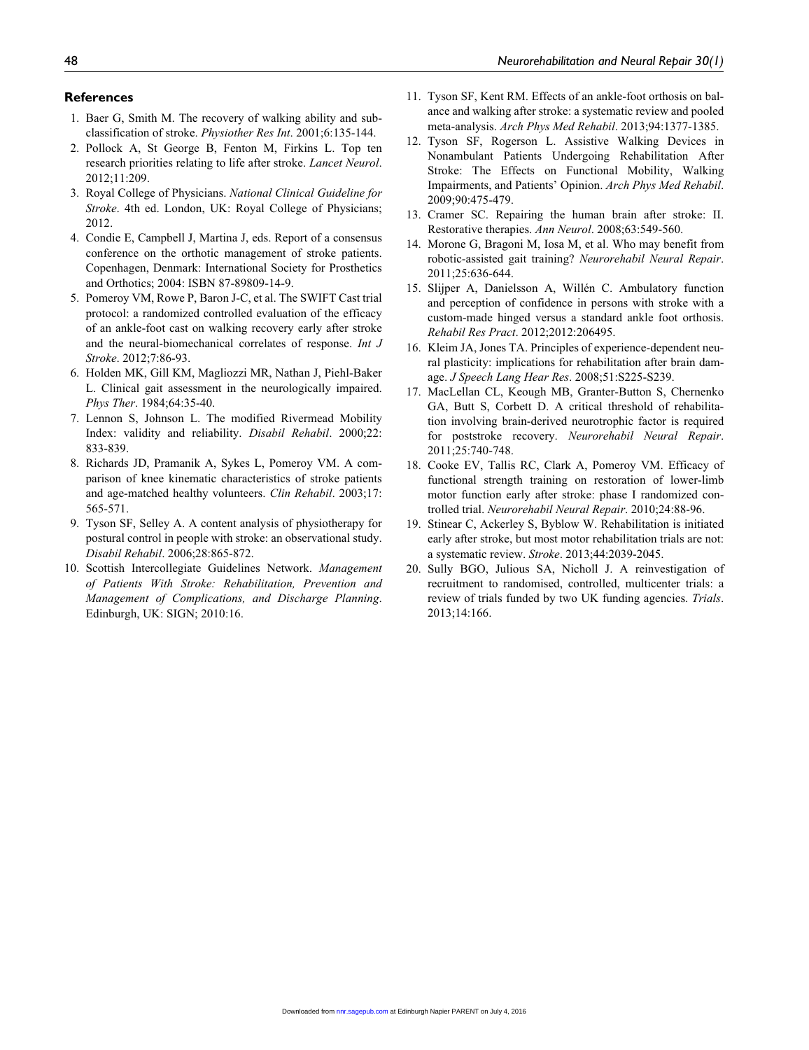## References

1. Baer G, Smith M. The recovery of walking ability and subclassification of stroke. *Physiother Res Int*. 2001;6:135-144.
2. Pollock A, St George B, Fenton M, Firkins L. Top ten research priorities relating to life after stroke. *Lancet Neurol*. 2012;11:209.
3. Royal College of Physicians. *National Clinical Guideline for Stroke*. 4th ed. London, UK: Royal College of Physicians; 2012.
4. Condie E, Campbell J, Martina J, eds. Report of a consensus conference on the orthotic management of stroke patients. Copenhagen, Denmark: International Society for Prosthetics and Orthotics; 2004: ISBN 87-89809-14-9.
5. Pomeroy VM, Rowe P, Baron J-C, et al. The SWIFT Cast trial protocol: a randomized controlled evaluation of the efficacy of an ankle-foot cast on walking recovery early after stroke and the neural-biomechanical correlates of response. *Int J Stroke*. 2012;7:86-93.
6. Holden MK, Gill KM, Magliozzi MR, Nathan J, Piehl-Baker L. Clinical gait assessment in the neurologically impaired. *Phys Ther*. 1984;64:35-40.
7. Lennon S, Johnson L. The modified Rivermead Mobility Index: validity and reliability. *Disabil Rehabil*. 2000;22:833-839.
8. Richards JD, Pramanik A, Sykes L, Pomeroy VM. A comparison of knee kinematic characteristics of stroke patients and age-matched healthy volunteers. *Clin Rehabil*. 2003;17:565-571.
9. Tyson SF, Selley A. A content analysis of physiotherapy for postural control in people with stroke: an observational study. *Disabil Rehabil*. 2006;28:865-872.
10. Scottish Intercollegiate Guidelines Network. *Management of Patients With Stroke: Rehabilitation, Prevention and Management of Complications, and Discharge Planning*. Edinburgh, UK: SIGN; 2010:16.
11. Tyson SF, Kent RM. Effects of an ankle-foot orthosis on balance and walking after stroke: a systematic review and pooled meta-analysis. *Arch Phys Med Rehabil*. 2013;94:1377-1385.
12. Tyson SF, Rogerson L. Assistive Walking Devices in Nonambulant Patients Undergoing Rehabilitation After Stroke: The Effects on Functional Mobility, Walking Impairments, and Patients' Opinion. *Arch Phys Med Rehabil*. 2009;90:475-479.
13. Cramer SC. Repairing the human brain after stroke: II. Restorative therapies. *Ann Neurol*. 2008;63:549-560.
14. Morone G, Bragoni M, Iosa M, et al. Who may benefit from robotic-assisted gait training? *Neurorehabil Neural Repair*. 2011;25:636-644.
15. Slijper A, Danielsson A, Willén C. Ambulatory function and perception of confidence in persons with stroke with a custom-made hinged versus a standard ankle foot orthosis. *Rehabil Res Pract*. 2012;2012:206495.
16. Kleim JA, Jones TA. Principles of experience-dependent neural plasticity: implications for rehabilitation after brain damage. *J Speech Lang Hear Res*. 2008;51:S225-S239.
17. MacLellan CL, Keough MB, Granter-Button S, Chernenko GA, Butt S, Corbett D. A critical threshold of rehabilitation involving brain-derived neurotrophic factor is required for poststroke recovery. *Neurorehabil Neural Repair*. 2011;25:740-748.
18. Cooke EV, Tallis RC, Clark A, Pomeroy VM. Efficacy of functional strength training on restoration of lower-limb motor function early after stroke: phase I randomized controlled trial. *Neurorehabil Neural Repair*. 2010;24:88-96.
19. Stinear C, Ackerley S, Byblow W. Rehabilitation is initiated early after stroke, but most motor rehabilitation trials are not: a systematic review. *Stroke*. 2013;44:2039-2045.
20. Sully BGO, Julious SA, Nicholl J. A reinvestigation of recruitment to randomised, controlled, multicenter trials: a review of trials funded by two UK funding agencies. *Trials*. 2013;14:166.